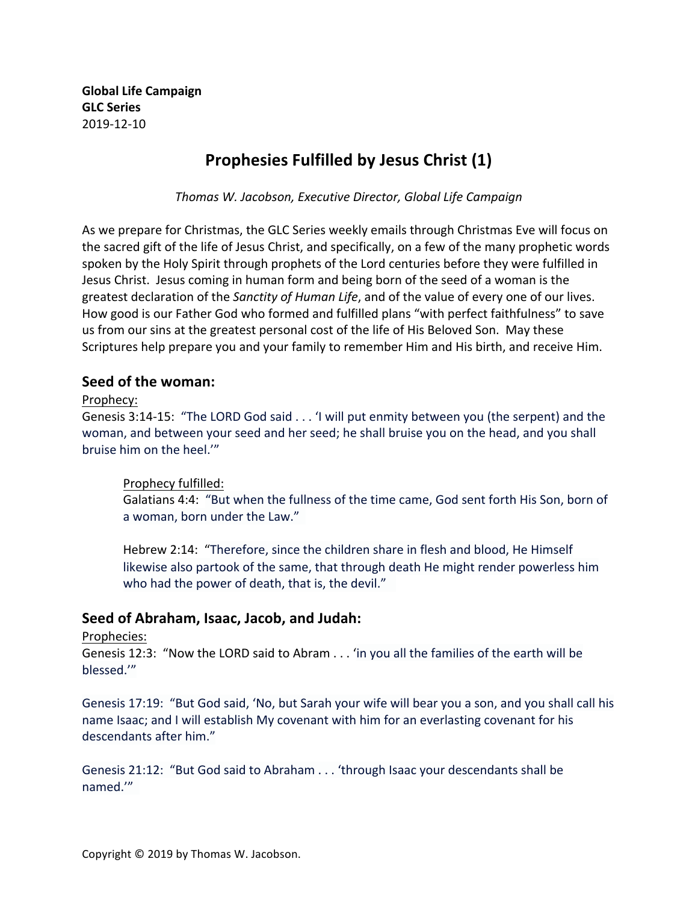**Global Life Campaign**
**GLC Series**
2019-12-10

# Prophesies Fulfilled by Jesus Christ (1)

*Thomas W. Jacobson, Executive Director, Global Life Campaign*

As we prepare for Christmas, the GLC Series weekly emails through Christmas Eve will focus on the sacred gift of the life of Jesus Christ, and specifically, on a few of the many prophetic words spoken by the Holy Spirit through prophets of the Lord centuries before they were fulfilled in Jesus Christ. Jesus coming in human form and being born of the seed of a woman is the greatest declaration of the *Sanctity of Human Life*, and of the value of every one of our lives. How good is our Father God who formed and fulfilled plans "with perfect faithfulness" to save us from our sins at the greatest personal cost of the life of His Beloved Son. May these Scriptures help prepare you and your family to remember Him and His birth, and receive Him.

## Seed of the woman:

Prophecy:
Genesis 3:14-15: "The LORD God said . . . 'I will put enmity between you (the serpent) and the woman, and between your seed and her seed; he shall bruise you on the head, and you shall bruise him on the heel.'"

> Prophecy fulfilled:
> Galatians 4:4: "But when the fullness of the time came, God sent forth His Son, born of a woman, born under the Law."
>
> Hebrew 2:14: "Therefore, since the children share in flesh and blood, He Himself likewise also partook of the same, that through death He might render powerless him who had the power of death, that is, the devil."

## Seed of Abraham, Isaac, Jacob, and Judah:

Prophecies:
Genesis 12:3: "Now the LORD said to Abram . . . 'in you all the families of the earth will be blessed.'"

Genesis 17:19: "But God said, 'No, but Sarah your wife will bear you a son, and you shall call his name Isaac; and I will establish My covenant with him for an everlasting covenant for his descendants after him."

Genesis 21:12: "But God said to Abraham . . . 'through Isaac your descendants shall be named.'"

Copyright © 2019 by Thomas W. Jacobson.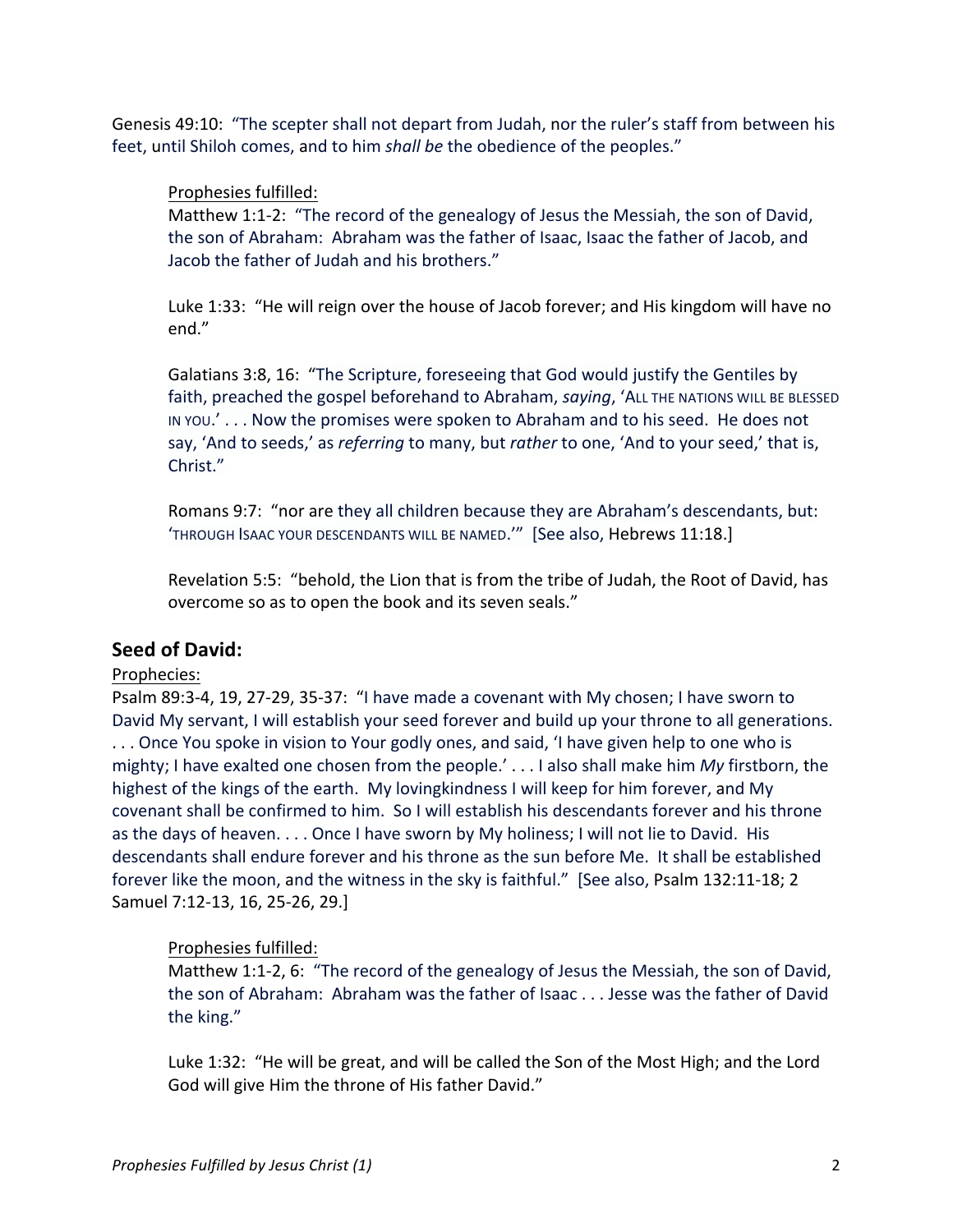Genesis 49:10: "The scepter shall not depart from Judah, nor the ruler's staff from between his feet, until Shiloh comes, and to him *shall be* the obedience of the peoples."

> <u>Prophesies fulfilled:</u>
> Matthew 1:1-2: "The record of the genealogy of Jesus the Messiah, the son of David, the son of Abraham: Abraham was the father of Isaac, Isaac the father of Jacob, and Jacob the father of Judah and his brothers."
>
> Luke 1:33: "He will reign over the house of Jacob forever; and His kingdom will have no end."
>
> Galatians 3:8, 16: "The Scripture, foreseeing that God would justify the Gentiles by faith, preached the gospel beforehand to Abraham, *saying*, 'ALL THE NATIONS WILL BE BLESSED IN YOU.' . . . Now the promises were spoken to Abraham and to his seed. He does not say, 'And to seeds,' as *referring* to many, but *rather* to one, 'And to your seed,' that is, Christ."
>
> Romans 9:7: "nor are they all children because they are Abraham's descendants, but: 'THROUGH ISAAC YOUR DESCENDANTS WILL BE NAMED.'" [See also, Hebrews 11:18.]
>
> Revelation 5:5: "behold, the Lion that is from the tribe of Judah, the Root of David, has overcome so as to open the book and its seven seals."

## Seed of David:

<u>Prophecies:</u>
Psalm 89:3-4, 19, 27-29, 35-37: "I have made a covenant with My chosen; I have sworn to David My servant, I will establish your seed forever and build up your throne to all generations. . . . Once You spoke in vision to Your godly ones, and said, 'I have given help to one who is mighty; I have exalted one chosen from the people.' . . . I also shall make him *My* firstborn, the highest of the kings of the earth. My lovingkindness I will keep for him forever, and My covenant shall be confirmed to him. So I will establish his descendants forever and his throne as the days of heaven. . . . Once I have sworn by My holiness; I will not lie to David. His descendants shall endure forever and his throne as the sun before Me. It shall be established forever like the moon, and the witness in the sky is faithful." [See also, Psalm 132:11-18; 2 Samuel 7:12-13, 16, 25-26, 29.]

> <u>Prophesies fulfilled:</u>
> Matthew 1:1-2, 6: "The record of the genealogy of Jesus the Messiah, the son of David, the son of Abraham: Abraham was the father of Isaac . . . Jesse was the father of David the king."
>
> Luke 1:32: "He will be great, and will be called the Son of the Most High; and the Lord God will give Him the throne of His father David."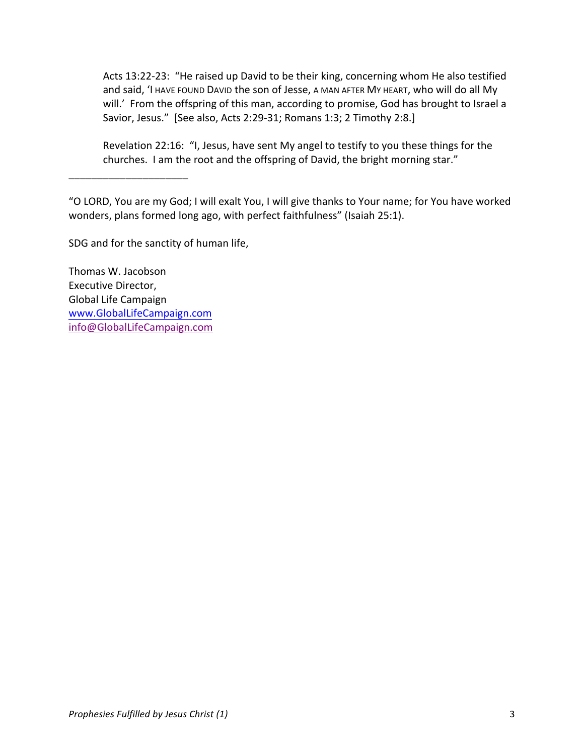> Acts 13:22-23: "He raised up David to be their king, concerning whom He also testified and said, 'I HAVE FOUND DAVID the son of Jesse, A MAN AFTER MY HEART, who will do all My will.' From the offspring of this man, according to promise, God has brought to Israel a Savior, Jesus." [See also, Acts 2:29-31; Romans 1:3; 2 Timothy 2:8.]

> Revelation 22:16: "I, Jesus, have sent My angel to testify to you these things for the churches. I am the root and the offspring of David, the bright morning star."

_____________________

"O LORD, You are my God; I will exalt You, I will give thanks to Your name; for You have worked wonders, plans formed long ago, with perfect faithfulness" (Isaiah 25:1).

SDG and for the sanctity of human life,

Thomas W. Jacobson
Executive Director,
Global Life Campaign
www.GlobalLifeCampaign.com
info@GlobalLifeCampaign.com